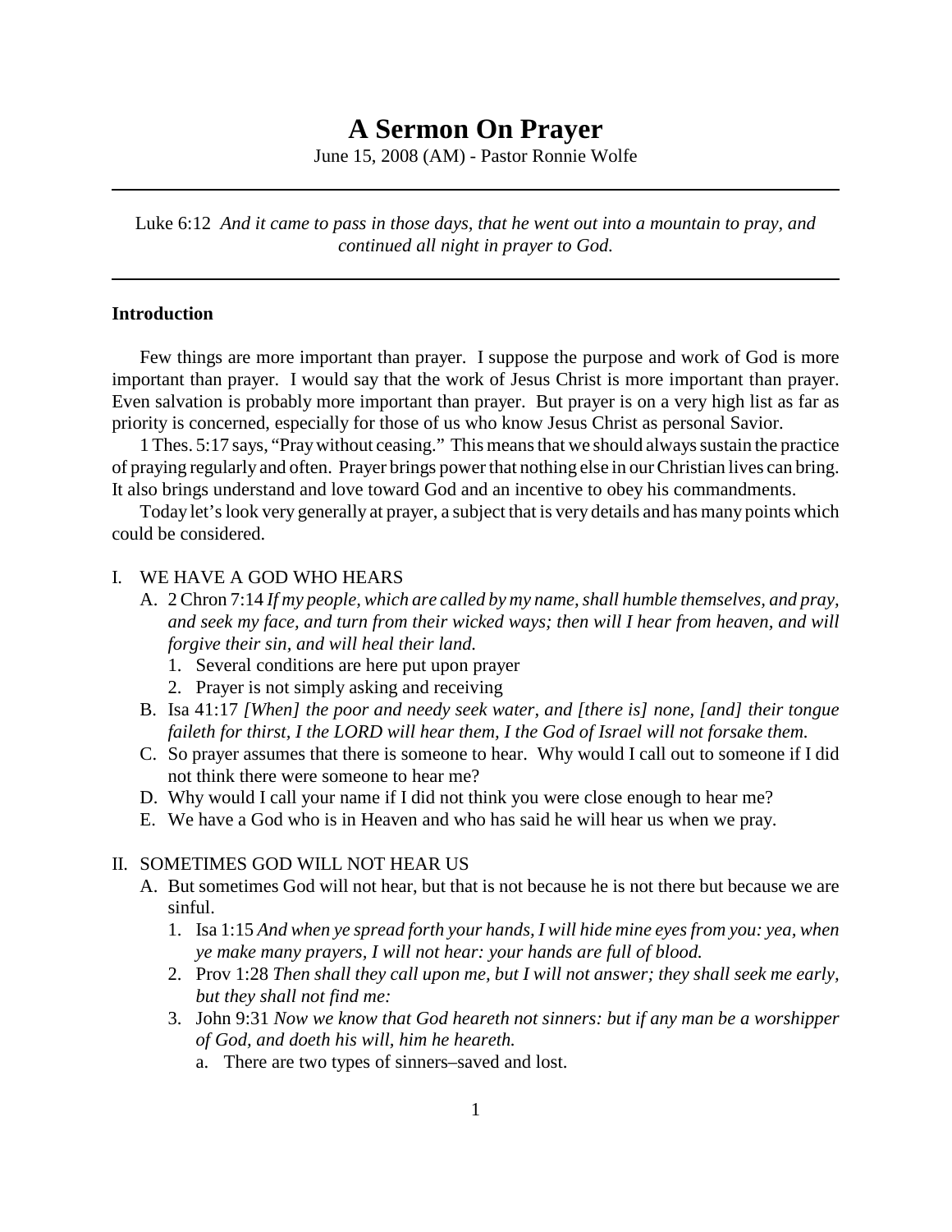# A Sermon On Prayer

June 15, 2008 (AM) - Pastor Ronnie Wolfe

---

Luke 6:12 *And it came to pass in those days, that he went out into a mountain to pray, and continued all night in prayer to God.*

---

**Introduction**

Few things are more important than prayer. I suppose the purpose and work of God is more important than prayer. I would say that the work of Jesus Christ is more important than prayer. Even salvation is probably more important than prayer. But prayer is on a very high list as far as priority is concerned, especially for those of us who know Jesus Christ as personal Savior.

1 Thes. 5:17 says, "Pray without ceasing." This means that we should always sustain the practice of praying regularly and often. Prayer brings power that nothing else in our Christian lives can bring. It also brings understand and love toward God and an incentive to obey his commandments.

Today let's look very generally at prayer, a subject that is very details and has many points which could be considered.

I. WE HAVE A GOD WHO HEARS
   A. 2 Chron 7:14 *If my people, which are called by my name, shall humble themselves, and pray, and seek my face, and turn from their wicked ways; then will I hear from heaven, and will forgive their sin, and will heal their land.*
      1. Several conditions are here put upon prayer
      2. Prayer is not simply asking and receiving
   B. Isa 41:17 *[When] the poor and needy seek water, and [there is] none, [and] their tongue faileth for thirst, I the LORD will hear them, I the God of Israel will not forsake them.*
   C. So prayer assumes that there is someone to hear. Why would I call out to someone if I did not think there were someone to hear me?
   D. Why would I call your name if I did not think you were close enough to hear me?
   E. We have a God who is in Heaven and who has said he will hear us when we pray.

II. SOMETIMES GOD WILL NOT HEAR US
   A. But sometimes God will not hear, but that is not because he is not there but because we are sinful.
      1. Isa 1:15 *And when ye spread forth your hands, I will hide mine eyes from you: yea, when ye make many prayers, I will not hear: your hands are full of blood.*
      2. Prov 1:28 *Then shall they call upon me, but I will not answer; they shall seek me early, but they shall not find me:*
      3. John 9:31 *Now we know that God heareth not sinners: but if any man be a worshipper of God, and doeth his will, him he heareth.*
         a. There are two types of sinners–saved and lost.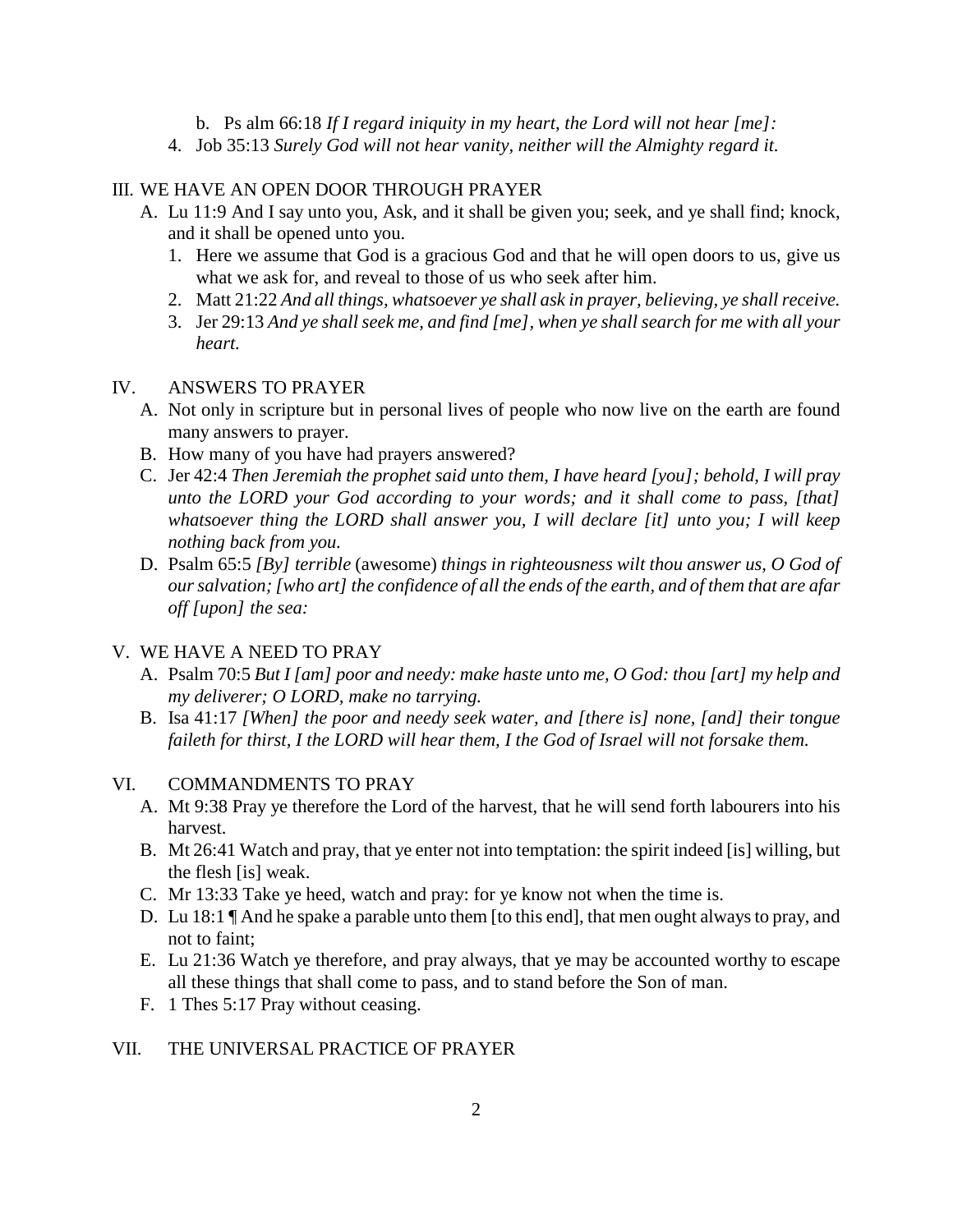b. Ps alm 66:18 *If I regard iniquity in my heart, the Lord will not hear [me]:*

4. Job 35:13 *Surely God will not hear vanity, neither will the Almighty regard it.*

III. WE HAVE AN OPEN DOOR THROUGH PRAYER

A. Lu 11:9 And I say unto you, Ask, and it shall be given you; seek, and ye shall find; knock, and it shall be opened unto you.
   1. Here we assume that God is a gracious God and that he will open doors to us, give us what we ask for, and reveal to those of us who seek after him.
   2. Matt 21:22 *And all things, whatsoever ye shall ask in prayer, believing, ye shall receive.*
   3. Jer 29:13 *And ye shall seek me, and find [me], when ye shall search for me with all your heart.*

IV. ANSWERS TO PRAYER

A. Not only in scripture but in personal lives of people who now live on the earth are found many answers to prayer.
B. How many of you have had prayers answered?
C. Jer 42:4 *Then Jeremiah the prophet said unto them, I have heard [you]; behold, I will pray unto the LORD your God according to your words; and it shall come to pass, [that] whatsoever thing the LORD shall answer you, I will declare [it] unto you; I will keep nothing back from you.*
D. Psalm 65:5 *[By] terrible* (awesome) *things in righteousness wilt thou answer us, O God of our salvation; [who art] the confidence of all the ends of the earth, and of them that are afar off [upon] the sea:*

V. WE HAVE A NEED TO PRAY

A. Psalm 70:5 *But I [am] poor and needy: make haste unto me, O God: thou [art] my help and my deliverer; O LORD, make no tarrying.*
B. Isa 41:17 *[When] the poor and needy seek water, and [there is] none, [and] their tongue faileth for thirst, I the LORD will hear them, I the God of Israel will not forsake them.*

VI. COMMANDMENTS TO PRAY

A. Mt 9:38 Pray ye therefore the Lord of the harvest, that he will send forth labourers into his harvest.
B. Mt 26:41 Watch and pray, that ye enter not into temptation: the spirit indeed [is] willing, but the flesh [is] weak.
C. Mr 13:33 Take ye heed, watch and pray: for ye know not when the time is.
D. Lu 18:1 ¶ And he spake a parable unto them [to this end], that men ought always to pray, and not to faint;
E. Lu 21:36 Watch ye therefore, and pray always, that ye may be accounted worthy to escape all these things that shall come to pass, and to stand before the Son of man.
F. 1 Thes 5:17 Pray without ceasing.

VII. THE UNIVERSAL PRACTICE OF PRAYER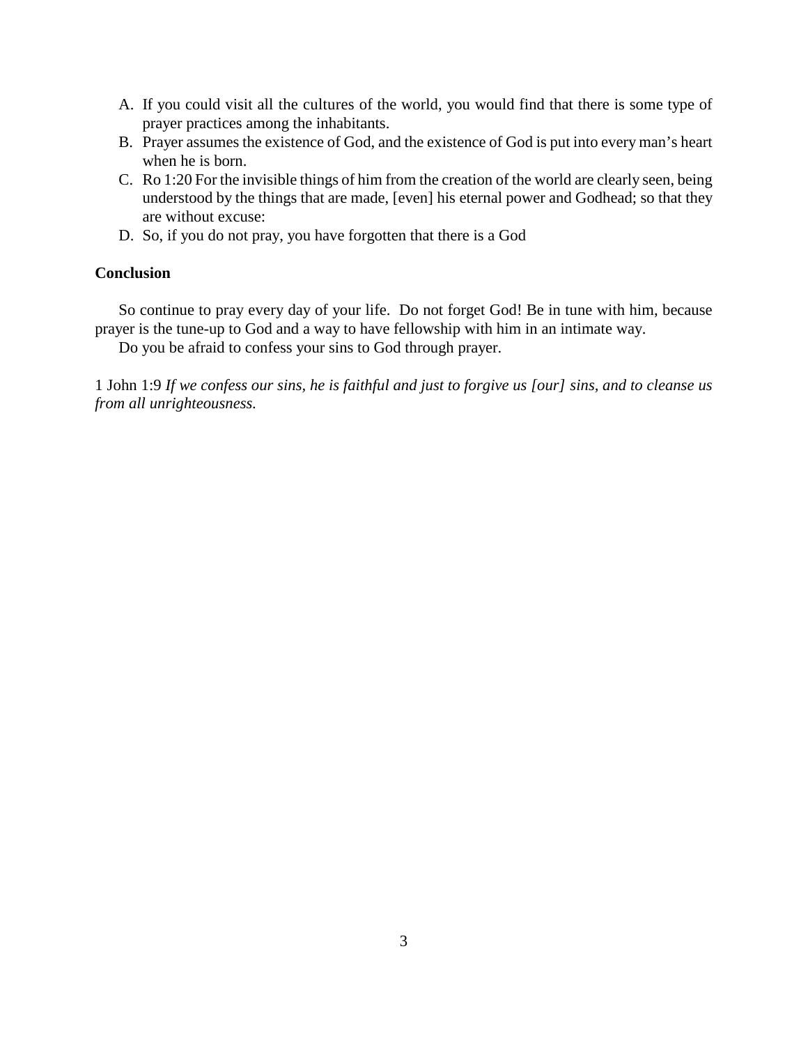A. If you could visit all the cultures of the world, you would find that there is some type of prayer practices among the inhabitants.
B. Prayer assumes the existence of God, and the existence of God is put into every man's heart when he is born.
C. Ro 1:20 For the invisible things of him from the creation of the world are clearly seen, being understood by the things that are made, [even] his eternal power and Godhead; so that they are without excuse:
D. So, if you do not pray, you have forgotten that there is a God

**Conclusion**

So continue to pray every day of your life. Do not forget God! Be in tune with him, because prayer is the tune-up to God and a way to have fellowship with him in an intimate way.

Do you be afraid to confess your sins to God through prayer.

1 John 1:9 *If we confess our sins, he is faithful and just to forgive us [our] sins, and to cleanse us from all unrighteousness.*